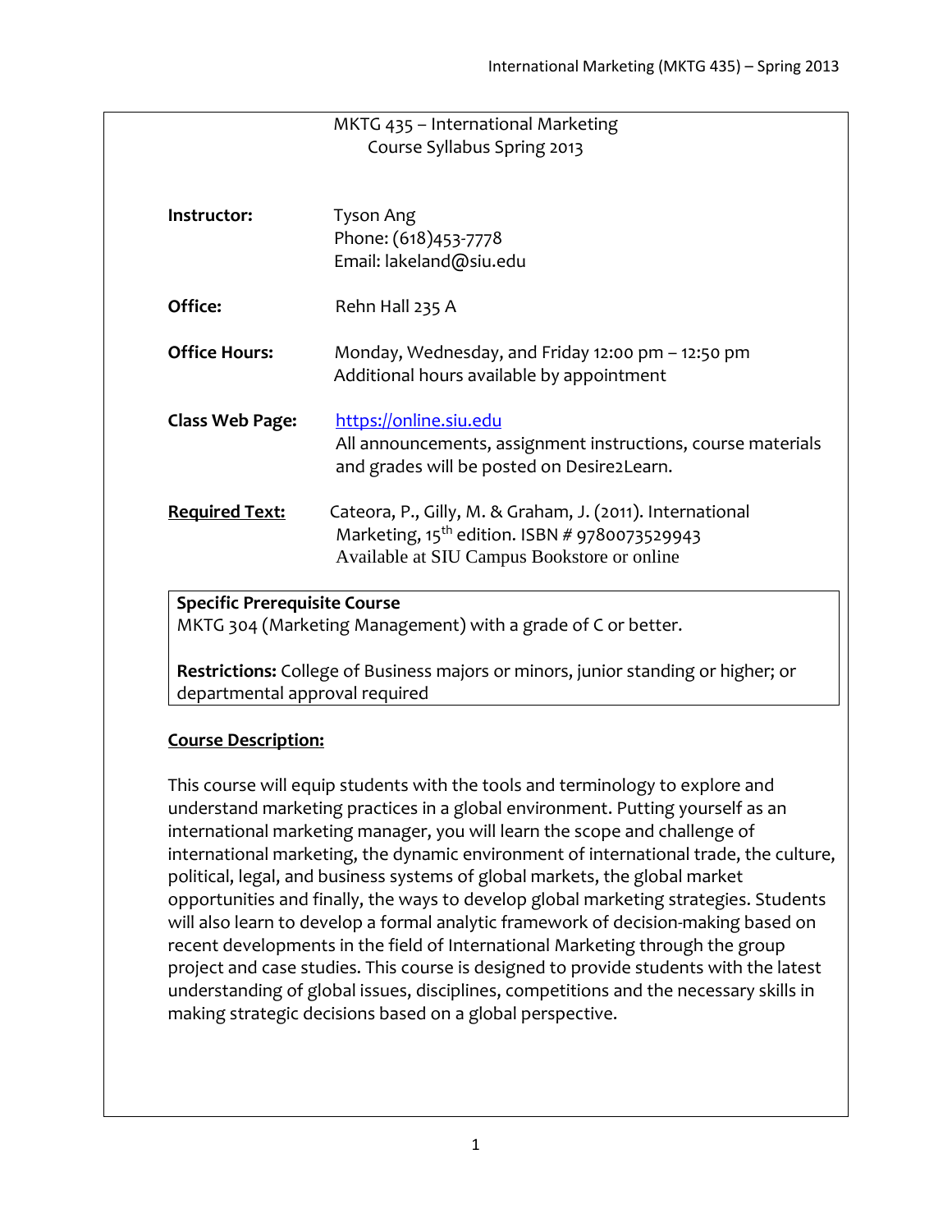# MKTG 435 – International Marketing
## Course Syllabus Spring 2013

**Instructor:** Tyson Ang
Phone: (618)453-7778
Email: lakeland@siu.edu

**Office:** Rehn Hall 235 A

**Office Hours:** Monday, Wednesday, and Friday 12:00 pm – 12:50 pm
Additional hours available by appointment

**Class Web Page:** [https://online.siu.edu](https://online.siu.edu)
All announcements, assignment instructions, course materials and grades will be posted on Desire2Learn.

**Required Text:** Cateora, P., Gilly, M. & Graham, J. (2011). International Marketing, 15th edition. ISBN # 9780073529943
Available at SIU Campus Bookstore or online

**Specific Prerequisite Course**
MKTG 304 (Marketing Management) with a grade of C or better.

**Restrictions:** College of Business majors or minors, junior standing or higher; or departmental approval required

**Course Description:**

This course will equip students with the tools and terminology to explore and understand marketing practices in a global environment. Putting yourself as an international marketing manager, you will learn the scope and challenge of international marketing, the dynamic environment of international trade, the culture, political, legal, and business systems of global markets, the global market opportunities and finally, the ways to develop global marketing strategies. Students will also learn to develop a formal analytic framework of decision-making based on recent developments in the field of International Marketing through the group project and case studies. This course is designed to provide students with the latest understanding of global issues, disciplines, competitions and the necessary skills in making strategic decisions based on a global perspective.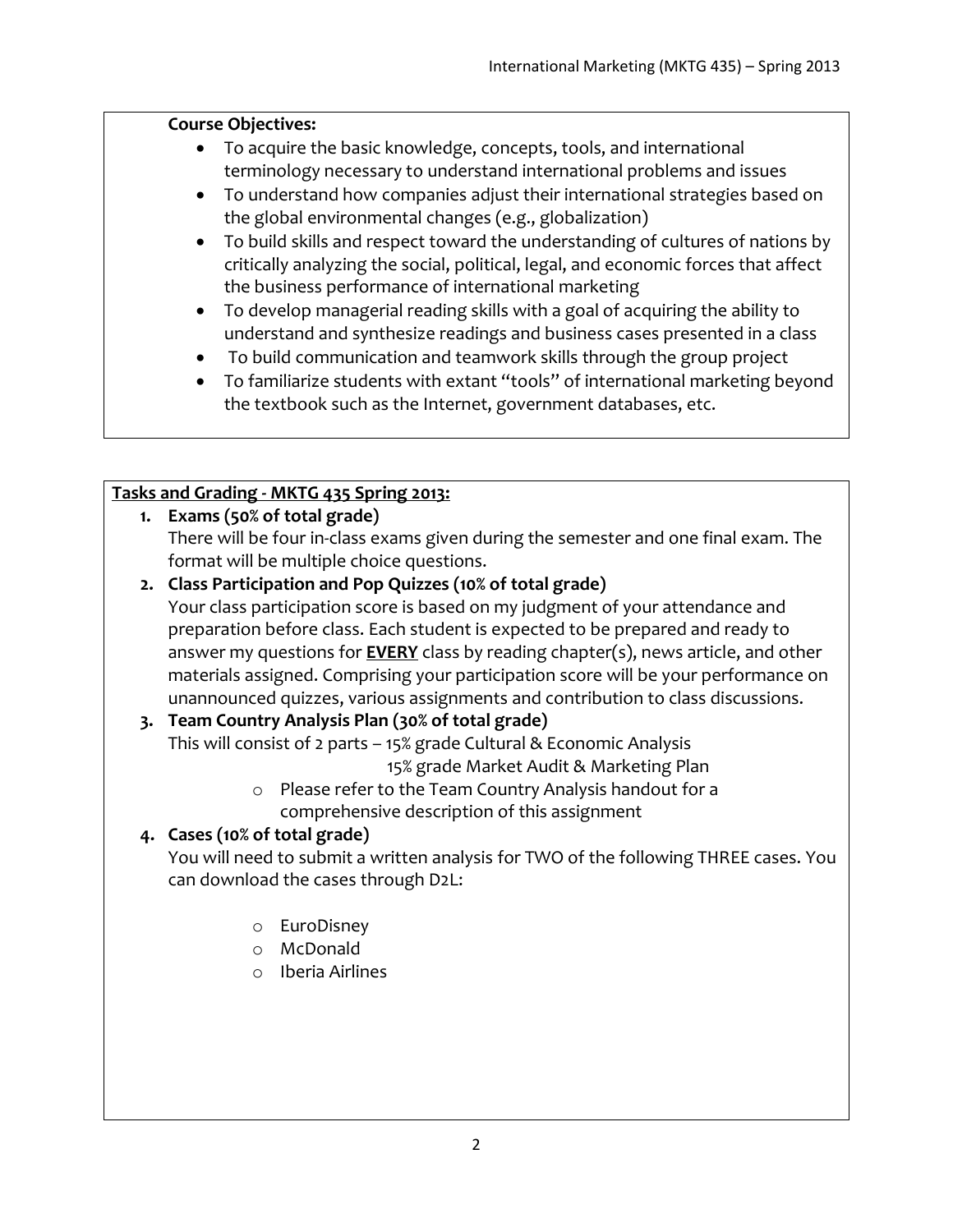**Course Objectives:**

- To acquire the basic knowledge, concepts, tools, and international terminology necessary to understand international problems and issues
- To understand how companies adjust their international strategies based on the global environmental changes (e.g., globalization)
- To build skills and respect toward the understanding of cultures of nations by critically analyzing the social, political, legal, and economic forces that affect the business performance of international marketing
- To develop managerial reading skills with a goal of acquiring the ability to understand and synthesize readings and business cases presented in a class
- To build communication and teamwork skills through the group project
- To familiarize students with extant "tools" of international marketing beyond the textbook such as the Internet, government databases, etc.

**Tasks and Grading - MKTG 435 Spring 2013:**

1. **Exams (50% of total grade)**
   There will be four in-class exams given during the semester and one final exam. The format will be multiple choice questions.
2. **Class Participation and Pop Quizzes (10% of total grade)**
   Your class participation score is based on my judgment of your attendance and preparation before class. Each student is expected to be prepared and ready to answer my questions for **EVERY** class by reading chapter(s), news article, and other materials assigned. Comprising your participation score will be your performance on unannounced quizzes, various assignments and contribution to class discussions.
3. **Team Country Analysis Plan (30% of total grade)**
   This will consist of 2 parts – 15% grade Cultural & Economic Analysis
   15% grade Market Audit & Marketing Plan
   - Please refer to the Team Country Analysis handout for a comprehensive description of this assignment
4. **Cases (10% of total grade)**
   You will need to submit a written analysis for TWO of the following THREE cases. You can download the cases through D2L:
   - EuroDisney
   - McDonald
   - Iberia Airlines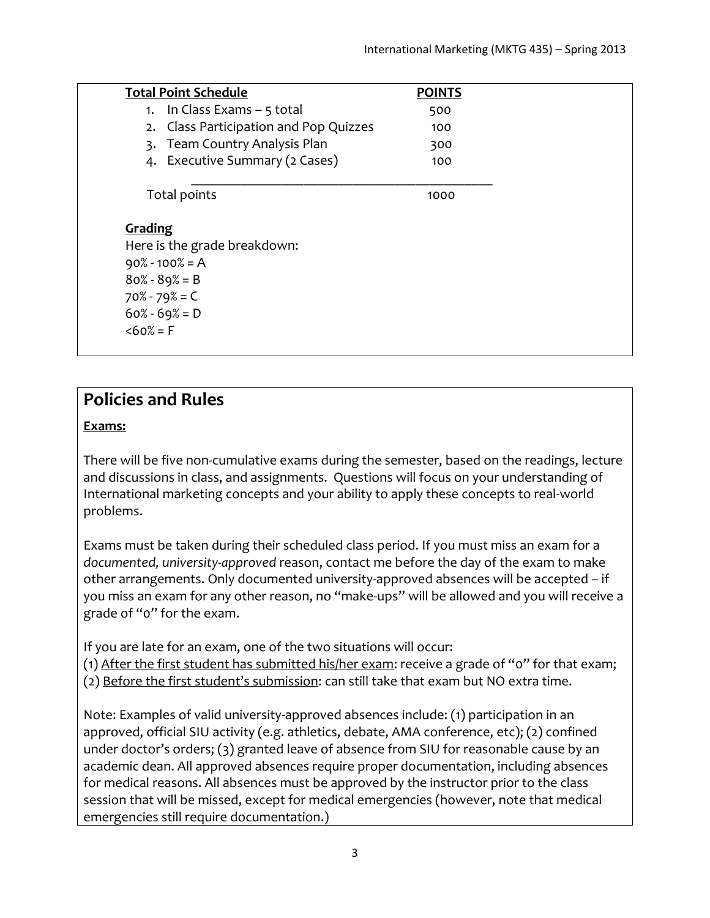| **Total Point Schedule** | **POINTS** |
| --- | --- |
| 1. In Class Exams – 5 total | 500 |
| 2. Class Participation and Pop Quizzes | 100 |
| 3. Team Country Analysis Plan | 300 |
| 4. Executive Summary (2 Cases) | 100 |
| Total points | 1000 |

**Grading**

Here is the grade breakdown:

90% - 100% = A
80% - 89% = B
70% - 79% = C
60% - 69% = D
<60% = F

## Policies and Rules

**Exams:**

There will be five non-cumulative exams during the semester, based on the readings, lecture and discussions in class, and assignments. Questions will focus on your understanding of International marketing concepts and your ability to apply these concepts to real-world problems.

Exams must be taken during their scheduled class period. If you must miss an exam for a *documented, university-approved* reason, contact me before the day of the exam to make other arrangements. Only documented university-approved absences will be accepted – if you miss an exam for any other reason, no "make-ups" will be allowed and you will receive a grade of "0" for the exam.

If you are late for an exam, one of the two situations will occur:
(1) After the first student has submitted his/her exam: receive a grade of "0" for that exam;
(2) Before the first student's submission: can still take that exam but NO extra time.

Note: Examples of valid university-approved absences include: (1) participation in an approved, official SIU activity (e.g. athletics, debate, AMA conference, etc); (2) confined under doctor's orders; (3) granted leave of absence from SIU for reasonable cause by an academic dean. All approved absences require proper documentation, including absences for medical reasons. All absences must be approved by the instructor prior to the class session that will be missed, except for medical emergencies (however, note that medical emergencies still require documentation.)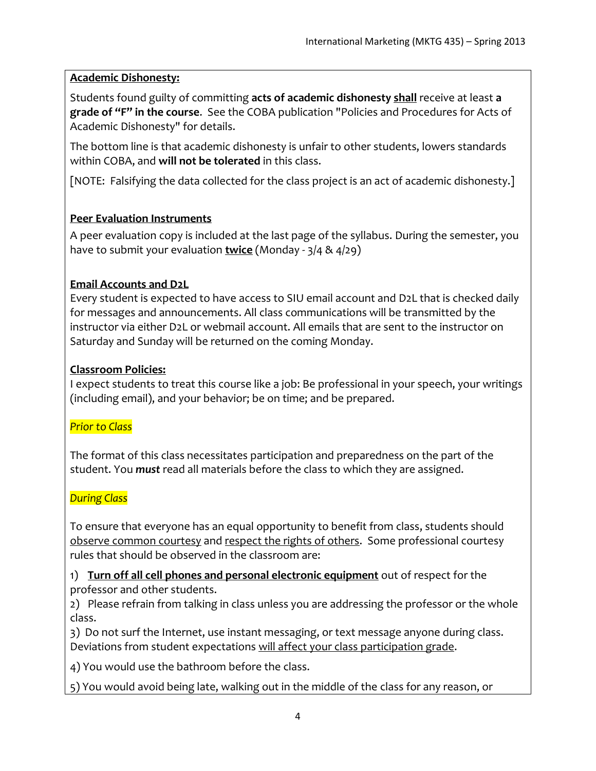**Academic Dishonesty:**

Students found guilty of committing **acts of academic dishonesty** **shall** receive at least **a grade of "F" in the course**. See the COBA publication "Policies and Procedures for Acts of Academic Dishonesty" for details.

The bottom line is that academic dishonesty is unfair to other students, lowers standards within COBA, and **will not be tolerated** in this class.

[NOTE: Falsifying the data collected for the class project is an act of academic dishonesty.]

**Peer Evaluation Instruments**

A peer evaluation copy is included at the last page of the syllabus. During the semester, you have to submit your evaluation **twice** (Monday - 3/4 & 4/29)

**Email Accounts and D2L**

Every student is expected to have access to SIU email account and D2L that is checked daily for messages and announcements. All class communications will be transmitted by the instructor via either D2L or webmail account. All emails that are sent to the instructor on Saturday and Sunday will be returned on the coming Monday.

**Classroom Policies:**

I expect students to treat this course like a job: Be professional in your speech, your writings (including email), and your behavior; be on time; and be prepared.

*Prior to Class*

The format of this class necessitates participation and preparedness on the part of the student. You ***must*** read all materials before the class to which they are assigned.

*During Class*

To ensure that everyone has an equal opportunity to benefit from class, students should observe common courtesy and respect the rights of others. Some professional courtesy rules that should be observed in the classroom are:

1) **Turn off all cell phones and personal electronic equipment** out of respect for the professor and other students.
2) Please refrain from talking in class unless you are addressing the professor or the whole class.
3) Do not surf the Internet, use instant messaging, or text message anyone during class. Deviations from student expectations will affect your class participation grade.

4) You would use the bathroom before the class.

5) You would avoid being late, walking out in the middle of the class for any reason, or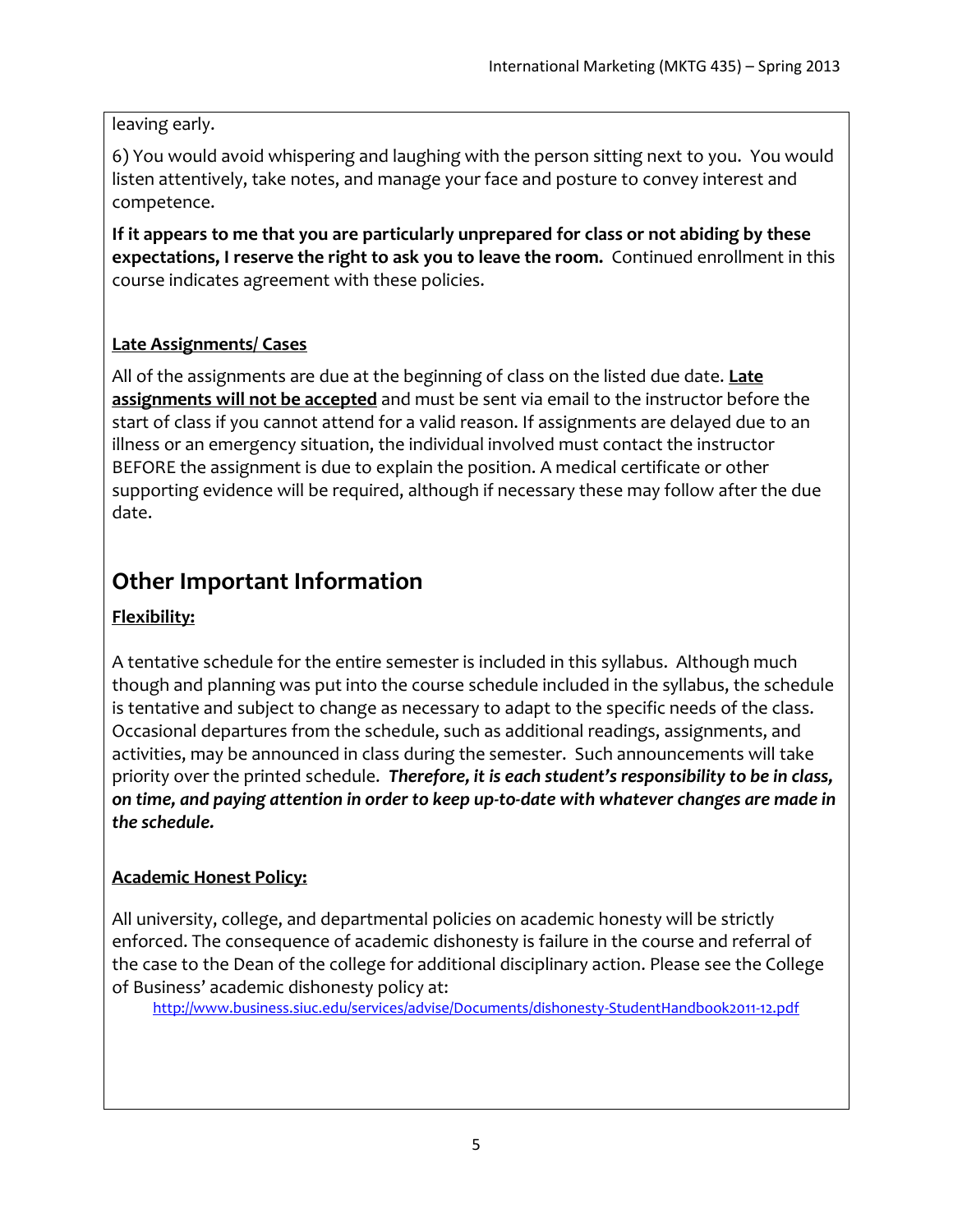leaving early.

6) You would avoid whispering and laughing with the person sitting next to you. You would listen attentively, take notes, and manage your face and posture to convey interest and competence.

**If it appears to me that you are particularly unprepared for class or not abiding by these expectations, I reserve the right to ask you to leave the room.** Continued enrollment in this course indicates agreement with these policies.

**Late Assignments/ Cases**

All of the assignments are due at the beginning of class on the listed due date. **Late assignments will not be accepted** and must be sent via email to the instructor before the start of class if you cannot attend for a valid reason. If assignments are delayed due to an illness or an emergency situation, the individual involved must contact the instructor BEFORE the assignment is due to explain the position. A medical certificate or other supporting evidence will be required, although if necessary these may follow after the due date.

## Other Important Information

**Flexibility:**

A tentative schedule for the entire semester is included in this syllabus. Although much though and planning was put into the course schedule included in the syllabus, the schedule is tentative and subject to change as necessary to adapt to the specific needs of the class. Occasional departures from the schedule, such as additional readings, assignments, and activities, may be announced in class during the semester. Such announcements will take priority over the printed schedule. ***Therefore, it is each student's responsibility to be in class, on time, and paying attention in order to keep up-to-date with whatever changes are made in the schedule.***

**Academic Honest Policy:**

All university, college, and departmental policies on academic honesty will be strictly enforced. The consequence of academic dishonesty is failure in the course and referral of the case to the Dean of the college for additional disciplinary action. Please see the College of Business' academic dishonesty policy at:

http://www.business.siuc.edu/services/advise/Documents/dishonesty-StudentHandbook2011-12.pdf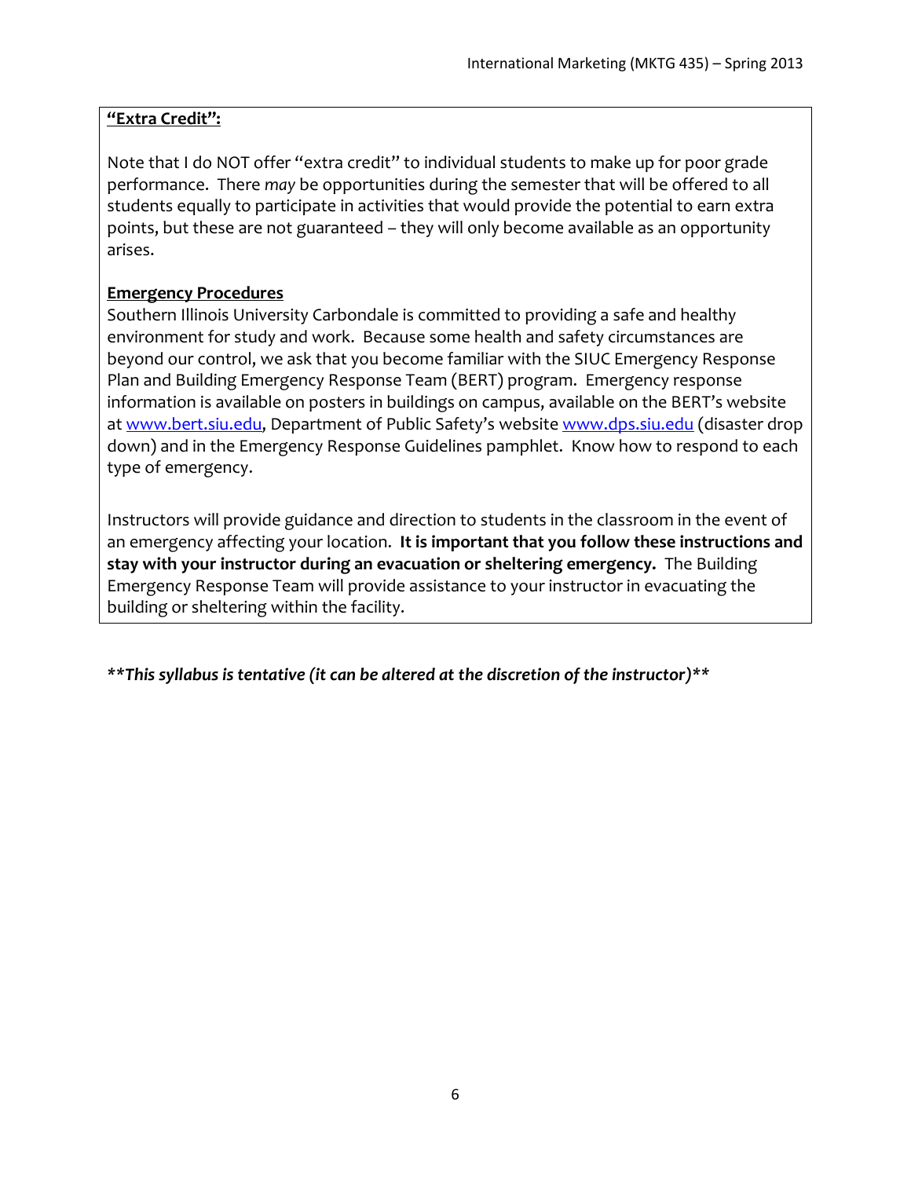**"Extra Credit":**

Note that I do NOT offer "extra credit" to individual students to make up for poor grade performance. There *may* be opportunities during the semester that will be offered to all students equally to participate in activities that would provide the potential to earn extra points, but these are not guaranteed – they will only become available as an opportunity arises.

**Emergency Procedures**

Southern Illinois University Carbondale is committed to providing a safe and healthy environment for study and work. Because some health and safety circumstances are beyond our control, we ask that you become familiar with the SIUC Emergency Response Plan and Building Emergency Response Team (BERT) program. Emergency response information is available on posters in buildings on campus, available on the BERT's website at www.bert.siu.edu, Department of Public Safety's website www.dps.siu.edu (disaster drop down) and in the Emergency Response Guidelines pamphlet. Know how to respond to each type of emergency.

Instructors will provide guidance and direction to students in the classroom in the event of an emergency affecting your location. **It is important that you follow these instructions and stay with your instructor during an evacuation or sheltering emergency.** The Building Emergency Response Team will provide assistance to your instructor in evacuating the building or sheltering within the facility.

***\*This syllabus is tentative (it can be altered at the discretion of the instructor)\****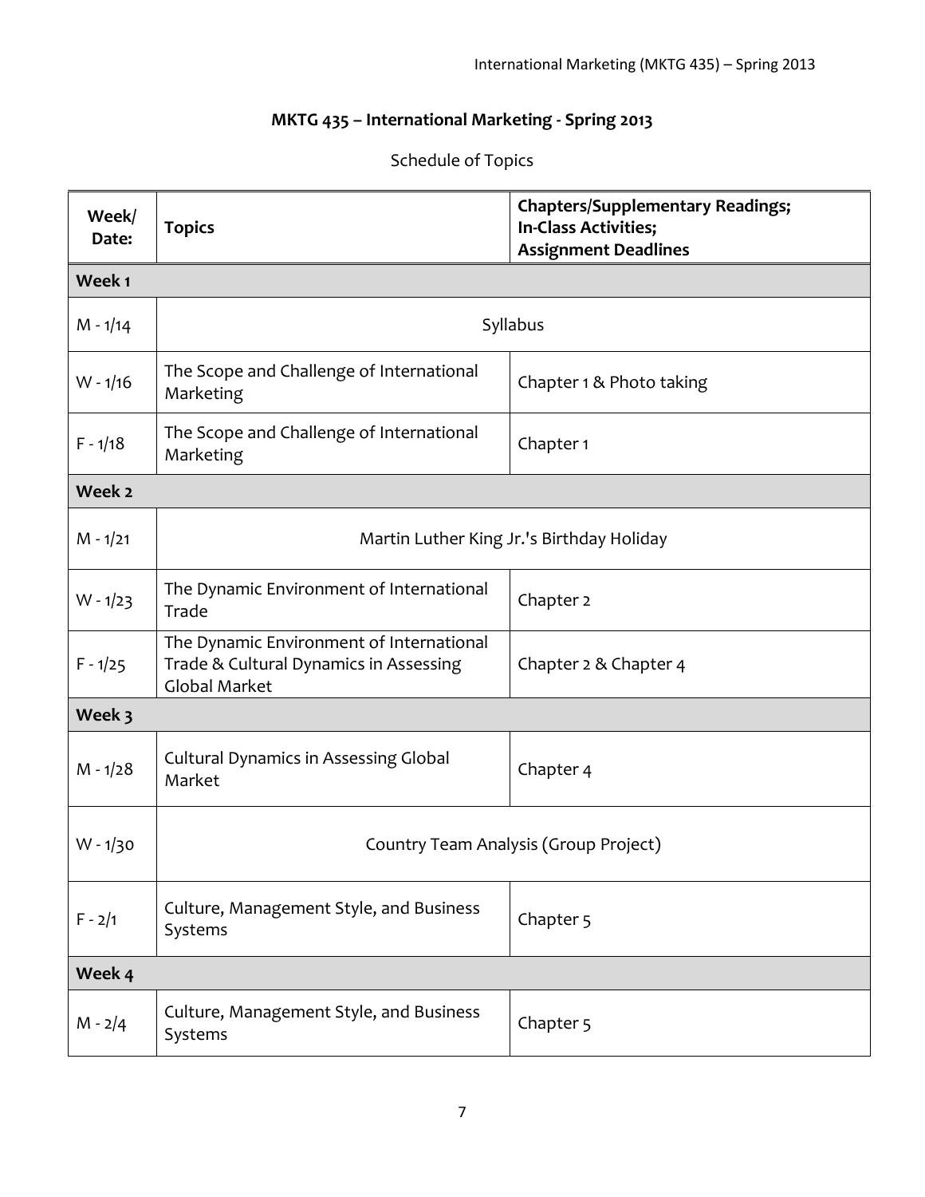**MKTG 435 – International Marketing - Spring 2013**

Schedule of Topics

| Week/ Date: | Topics | Chapters/Supplementary Readings; In-Class Activities; Assignment Deadlines |
|---|---|---|
| **Week 1** | | |
| M - 1/14 | Syllabus | |
| W - 1/16 | The Scope and Challenge of International Marketing | Chapter 1 & Photo taking |
| F - 1/18 | The Scope and Challenge of International Marketing | Chapter 1 |
| **Week 2** | | |
| M - 1/21 | Martin Luther King Jr.'s Birthday Holiday | |
| W - 1/23 | The Dynamic Environment of International Trade | Chapter 2 |
| F - 1/25 | The Dynamic Environment of International Trade & Cultural Dynamics in Assessing Global Market | Chapter 2 & Chapter 4 |
| **Week 3** | | |
| M - 1/28 | Cultural Dynamics in Assessing Global Market | Chapter 4 |
| W - 1/30 | Country Team Analysis (Group Project) | |
| F - 2/1 | Culture, Management Style, and Business Systems | Chapter 5 |
| **Week 4** | | |
| M - 2/4 | Culture, Management Style, and Business Systems | Chapter 5 |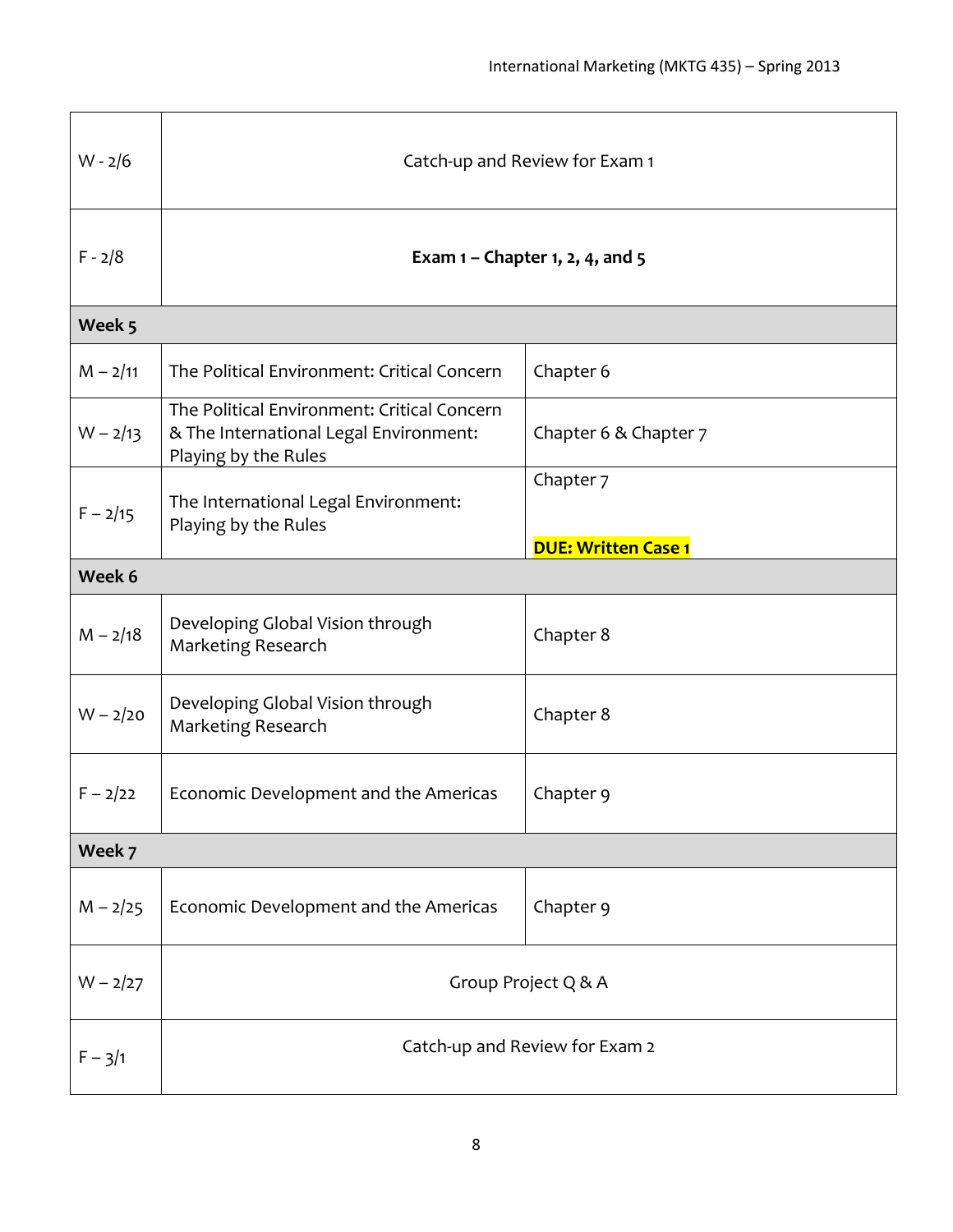| | | |
|---|---|---|
| W - 2/6 | Catch-up and Review for Exam 1 | |
| F - 2/8 | **Exam 1 – Chapter 1, 2, 4, and 5** | |
| **Week 5** | | |
| M – 2/11 | The Political Environment: Critical Concern | Chapter 6 |
| W – 2/13 | The Political Environment: Critical Concern & The International Legal Environment: Playing by the Rules | Chapter 6 & Chapter 7 |
| F – 2/15 | The International Legal Environment: Playing by the Rules | Chapter 7<br><br>**DUE: Written Case 1** |
| **Week 6** | | |
| M – 2/18 | Developing Global Vision through Marketing Research | Chapter 8 |
| W – 2/20 | Developing Global Vision through Marketing Research | Chapter 8 |
| F – 2/22 | Economic Development and the Americas | Chapter 9 |
| **Week 7** | | |
| M – 2/25 | Economic Development and the Americas | Chapter 9 |
| W – 2/27 | Group Project Q & A | |
| F – 3/1 | Catch-up and Review for Exam 2 | |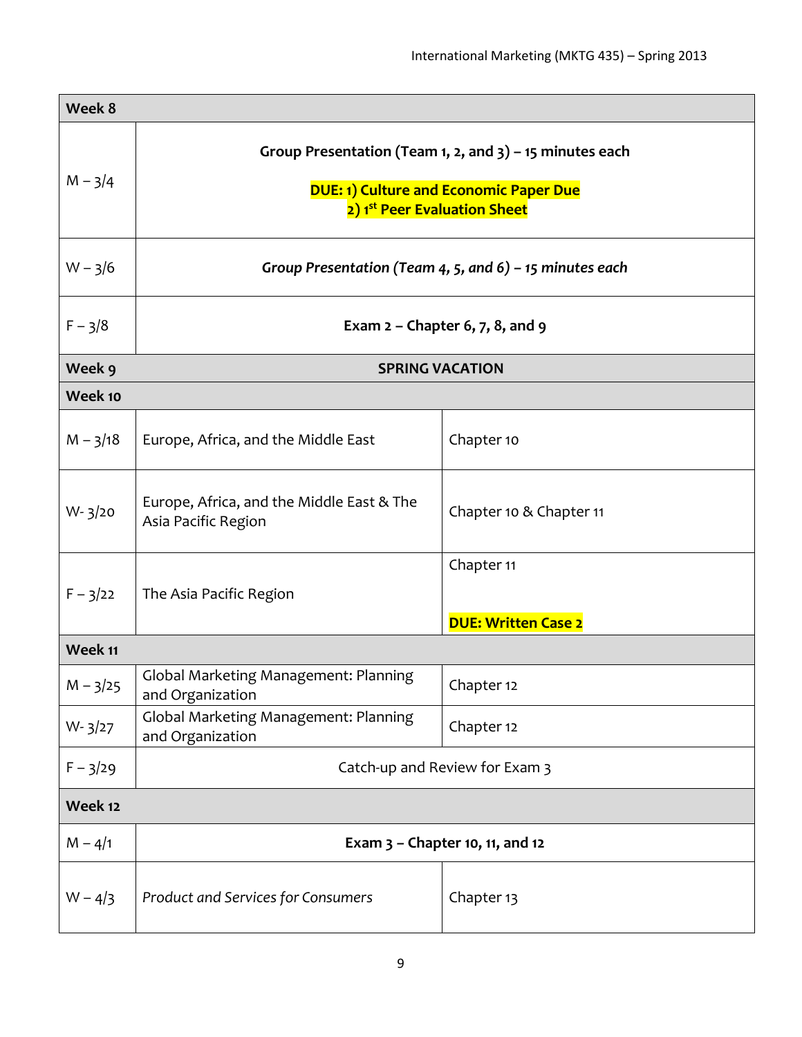| Week 8 | | |
|---|---|---|
| M – 3/4 | **Group Presentation (Team 1, 2, and 3) – 15 minutes each**<br><br>**DUE: 1) Culture and Economic Paper Due**<br>**2) 1st Peer Evaluation Sheet** | |
| W – 3/6 | ***Group Presentation (Team 4, 5, and 6) – 15 minutes each*** | |
| F – 3/8 | **Exam 2 – Chapter 6, 7, 8, and 9** | |
| **Week 9** | **SPRING VACATION** | |
| **Week 10** | | |
| M – 3/18 | Europe, Africa, and the Middle East | Chapter 10 |
| W- 3/20 | Europe, Africa, and the Middle East & The Asia Pacific Region | Chapter 10 & Chapter 11 |
| F – 3/22 | The Asia Pacific Region | Chapter 11<br><br>**DUE: Written Case 2** |
| **Week 11** | | |
| M – 3/25 | Global Marketing Management: Planning and Organization | Chapter 12 |
| W- 3/27 | Global Marketing Management: Planning and Organization | Chapter 12 |
| F – 3/29 | Catch-up and Review for Exam 3 | |
| **Week 12** | | |
| M – 4/1 | **Exam 3 – Chapter 10, 11, and 12** | |
| W – 4/3 | *Product and Services for Consumers* | Chapter 13 |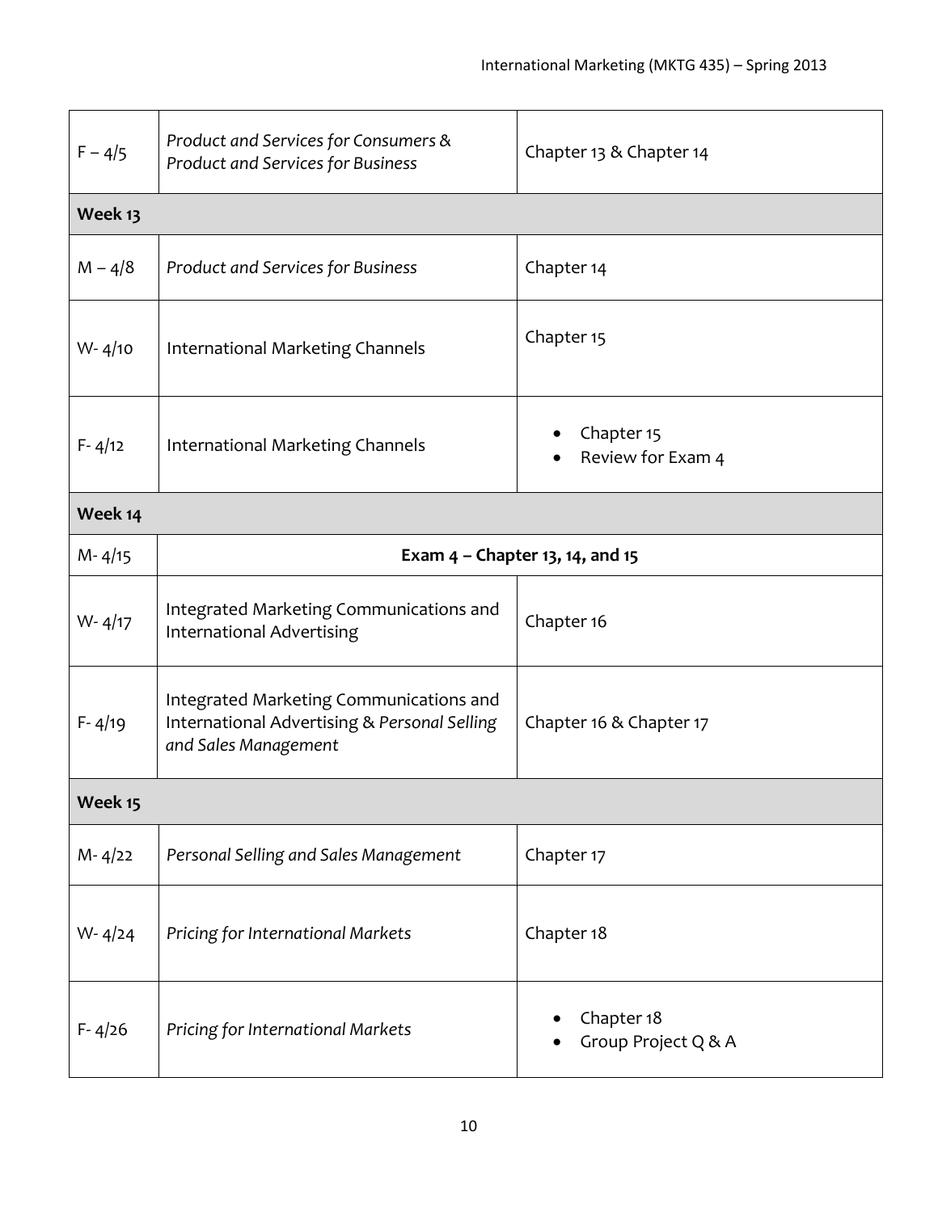| | | |
|---|---|---|
| F – 4/5 | *Product and Services for Consumers & Product and Services for Business* | Chapter 13 & Chapter 14 |
| **Week 13** | | |
| M – 4/8 | *Product and Services for Business* | Chapter 14 |
| W- 4/10 | International Marketing Channels | Chapter 15 |
| F- 4/12 | International Marketing Channels | • Chapter 15<br>• Review for Exam 4 |
| **Week 14** | | |
| M- 4/15 | **Exam 4 – Chapter 13, 14, and 15** | |
| W- 4/17 | Integrated Marketing Communications and International Advertising | Chapter 16 |
| F- 4/19 | Integrated Marketing Communications and International Advertising & *Personal Selling and Sales Management* | Chapter 16 & Chapter 17 |
| **Week 15** | | |
| M- 4/22 | *Personal Selling and Sales Management* | Chapter 17 |
| W- 4/24 | *Pricing for International Markets* | Chapter 18 |
| F- 4/26 | *Pricing for International Markets* | • Chapter 18<br>• Group Project Q & A |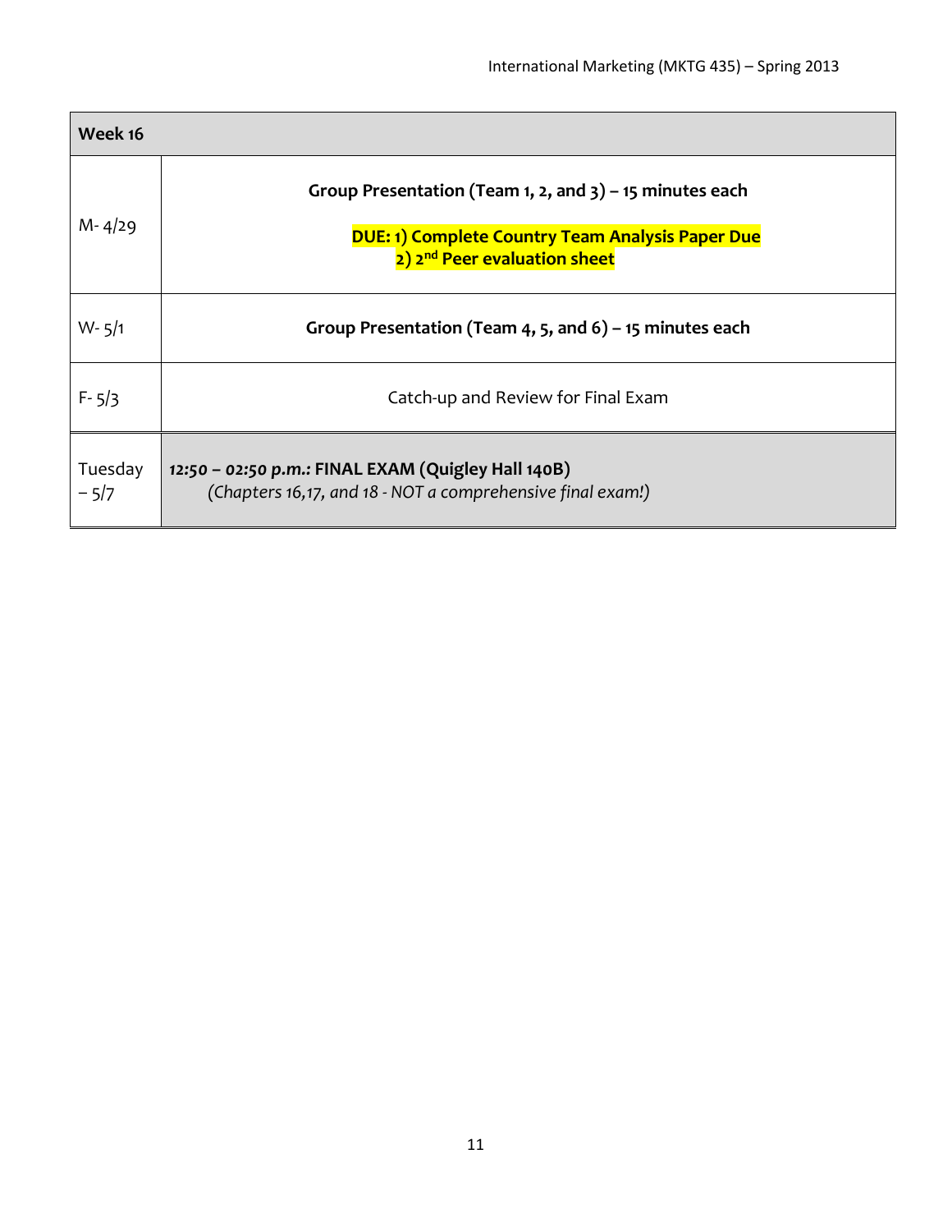| Week 16 | |
|---|---|
| M- 4/29 | **Group Presentation (Team 1, 2, and 3) – 15 minutes each**<br><br>**DUE: 1) Complete Country Team Analysis Paper Due**<br>**2) 2nd Peer evaluation sheet** |
| W- 5/1 | **Group Presentation (Team 4, 5, and 6) – 15 minutes each** |
| F- 5/3 | Catch-up and Review for Final Exam |
| Tuesday – 5/7 | ***12:50 – 02:50 p.m.:*** **FINAL EXAM (Quigley Hall 140B)**<br>*(Chapters 16,17, and 18 - NOT a comprehensive final exam!)* |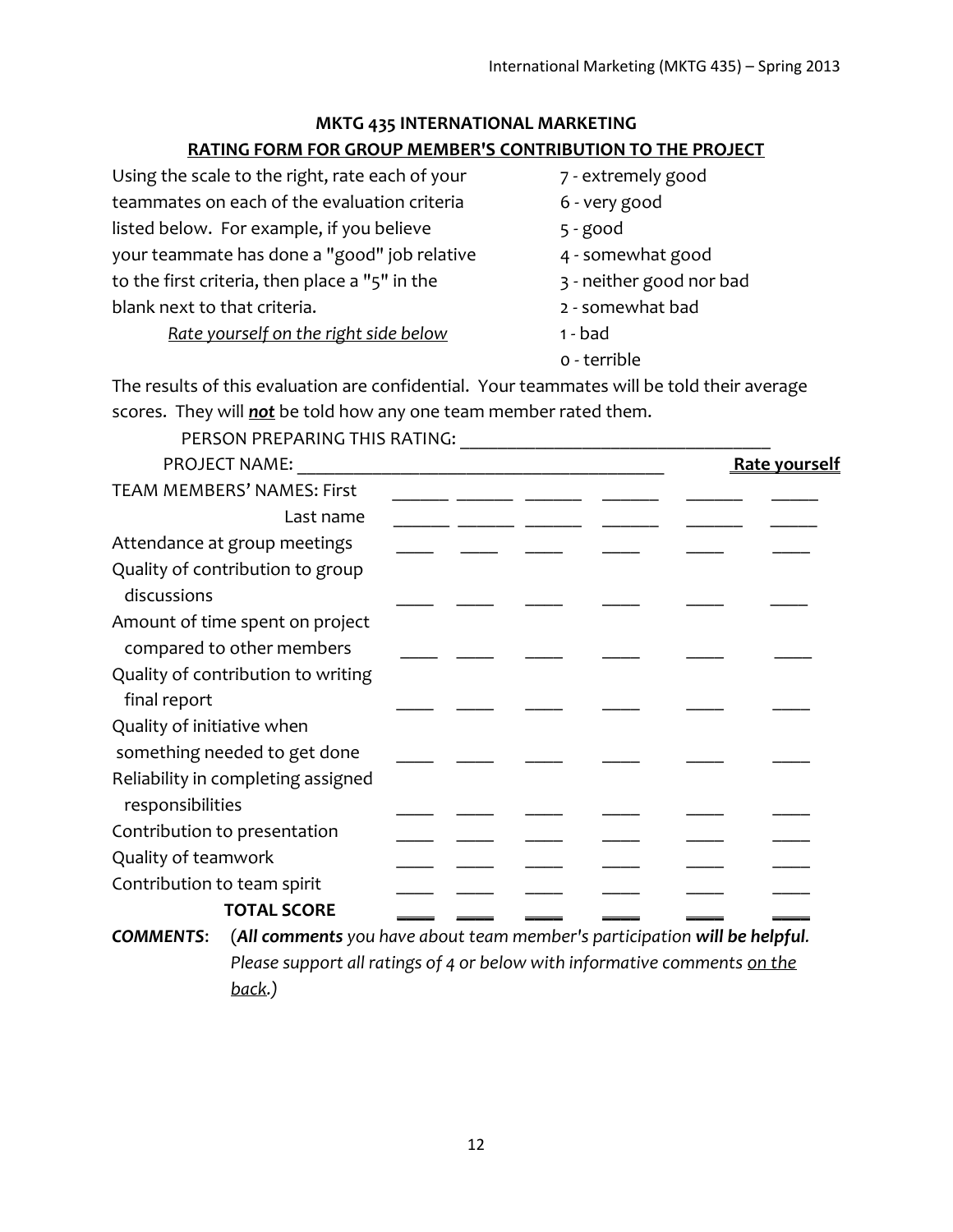**MKTG 435 INTERNATIONAL MARKETING**

**RATING FORM FOR GROUP MEMBER'S CONTRIBUTION TO THE PROJECT**

Using the scale to the right, rate each of your teammates on each of the evaluation criteria listed below. For example, if you believe your teammate has done a "good" job relative to the first criteria, then place a "5" in the blank next to that criteria.

*Rate yourself on the right side below*

7 - extremely good
6 - very good
5 - good
4 - somewhat good
3 - neither good nor bad
2 - somewhat bad
1 - bad
0 - terrible

The results of this evaluation are confidential. Your teammates will be told their average scores. They will ***not*** be told how any one team member rated them.

PERSON PREPARING THIS RATING: ________________________________

PROJECT NAME: ________________________________________

| | | | | | | Rate yourself |
|---|---|---|---|---|---|---|
| TEAM MEMBERS' NAMES: First | ______ | ______ | ______ | ______ | ______ | ______ |
| Last name | ______ | ______ | ______ | ______ | ______ | ______ |
| Attendance at group meetings | ____ | ____ | ____ | ____ | ____ | ____ |
| Quality of contribution to group discussions | ____ | ____ | ____ | ____ | ____ | ____ |
| Amount of time spent on project compared to other members | ____ | ____ | ____ | ____ | ____ | ____ |
| Quality of contribution to writing final report | ____ | ____ | ____ | ____ | ____ | ____ |
| Quality of initiative when something needed to get done | ____ | ____ | ____ | ____ | ____ | ____ |
| Reliability in completing assigned responsibilities | ____ | ____ | ____ | ____ | ____ | ____ |
| Contribution to presentation | ____ | ____ | ____ | ____ | ____ | ____ |
| Quality of teamwork | ____ | ____ | ____ | ____ | ____ | ____ |
| Contribution to team spirit | ____ | ____ | ____ | ____ | ____ | ____ |
| **TOTAL SCORE** | ____ | ____ | ____ | ____ | ____ | ____ |

***COMMENTS***: (***All comments*** *you have about team member's participation* ***will be helpful****. Please support all ratings of 4 or below with informative comments on the back.*)